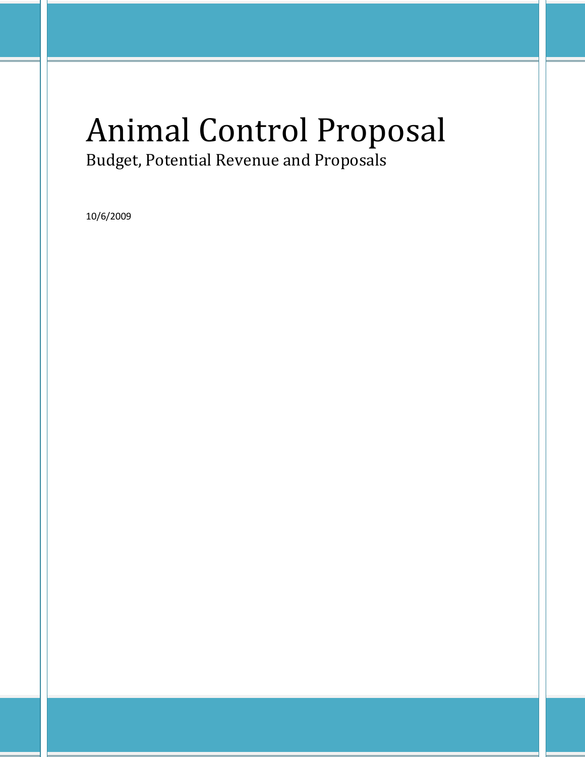# Animal Control Proposal

Budget, Potential Revenue and Proposals

10/6/2009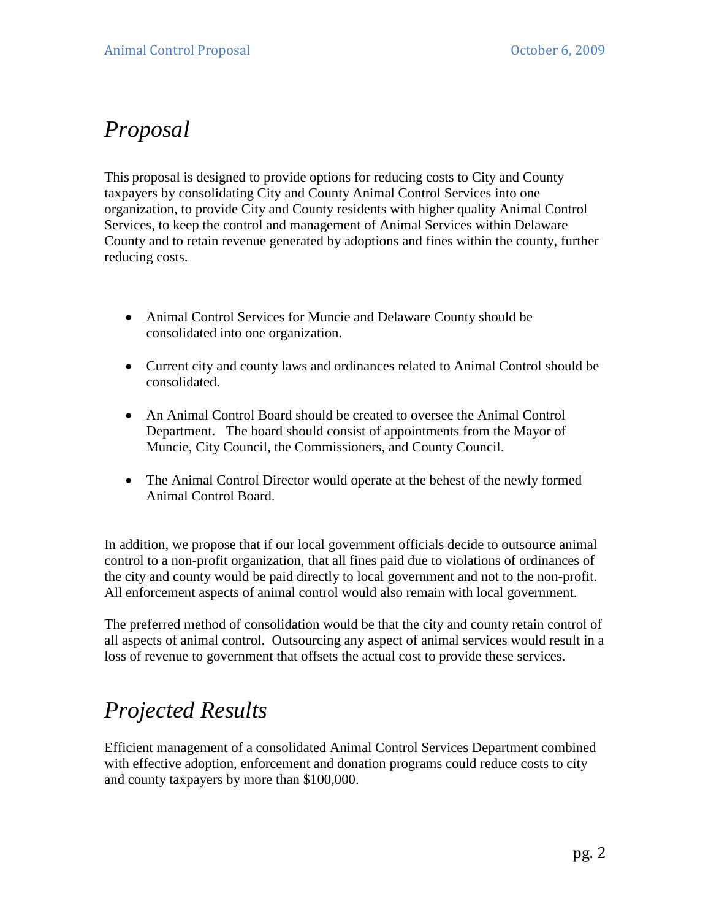# *Proposal*

This proposal is designed to provide options for reducing costs to City and County taxpayers by consolidating City and County Animal Control Services into one organization, to provide City and County residents with higher quality Animal Control Services, to keep the control and management of Animal Services within Delaware County and to retain revenue generated by adoptions and fines within the county, further reducing costs.

- Animal Control Services for Muncie and Delaware County should be consolidated into one organization.
- Current city and county laws and ordinances related to Animal Control should be consolidated.
- An Animal Control Board should be created to oversee the Animal Control Department. The board should consist of appointments from the Mayor of Muncie, City Council, the Commissioners, and County Council.
- The Animal Control Director would operate at the behest of the newly formed Animal Control Board.

In addition, we propose that if our local government officials decide to outsource animal control to a non-profit organization, that all fines paid due to violations of ordinances of the city and county would be paid directly to local government and not to the non-profit. All enforcement aspects of animal control would also remain with local government.

The preferred method of consolidation would be that the city and county retain control of all aspects of animal control. Outsourcing any aspect of animal services would result in a loss of revenue to government that offsets the actual cost to provide these services.

# *Projected Results*

Efficient management of a consolidated Animal Control Services Department combined with effective adoption, enforcement and donation programs could reduce costs to city and county taxpayers by more than $100,000.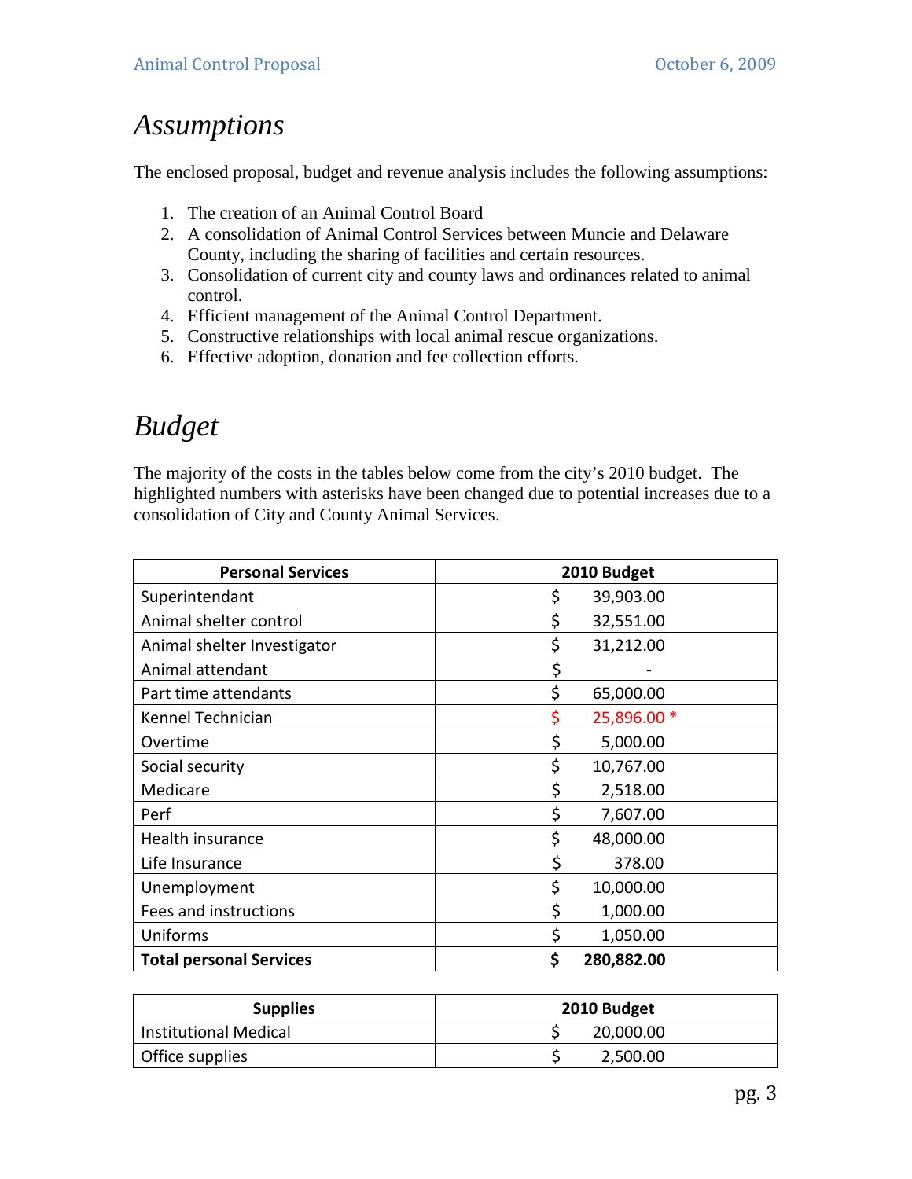## Assumptions

The enclosed proposal, budget and revenue analysis includes the following assumptions:

1. The creation of an Animal Control Board
2. A consolidation of Animal Control Services between Muncie and Delaware County, including the sharing of facilities and certain resources.
3. Consolidation of current city and county laws and ordinances related to animal control.
4. Efficient management of the Animal Control Department.
5. Constructive relationships with local animal rescue organizations.
6. Effective adoption, donation and fee collection efforts.

## Budget

The majority of the costs in the tables below come from the city's 2010 budget. The highlighted numbers with asterisks have been changed due to potential increases due to a consolidation of City and County Animal Services.

| Personal Services | 2010 Budget |
|---|---|
| Superintendant | $ 39,903.00 |
| Animal shelter control | $ 32,551.00 |
| Animal shelter Investigator | $ 31,212.00 |
| Animal attendant | $ - |
| Part time attendants | $ 65,000.00 |
| Kennel Technician | $ 25,896.00 * |
| Overtime | $ 5,000.00 |
| Social security | $ 10,767.00 |
| Medicare | $ 2,518.00 |
| Perf | $ 7,607.00 |
| Health insurance | $ 48,000.00 |
| Life Insurance | $ 378.00 |
| Unemployment | $ 10,000.00 |
| Fees and instructions | $ 1,000.00 |
| Uniforms | $ 1,050.00 |
| **Total personal Services** | **$ 280,882.00** |

| Supplies | 2010 Budget |
|---|---|
| Institutional Medical | $ 20,000.00 |
| Office supplies | $ 2,500.00 |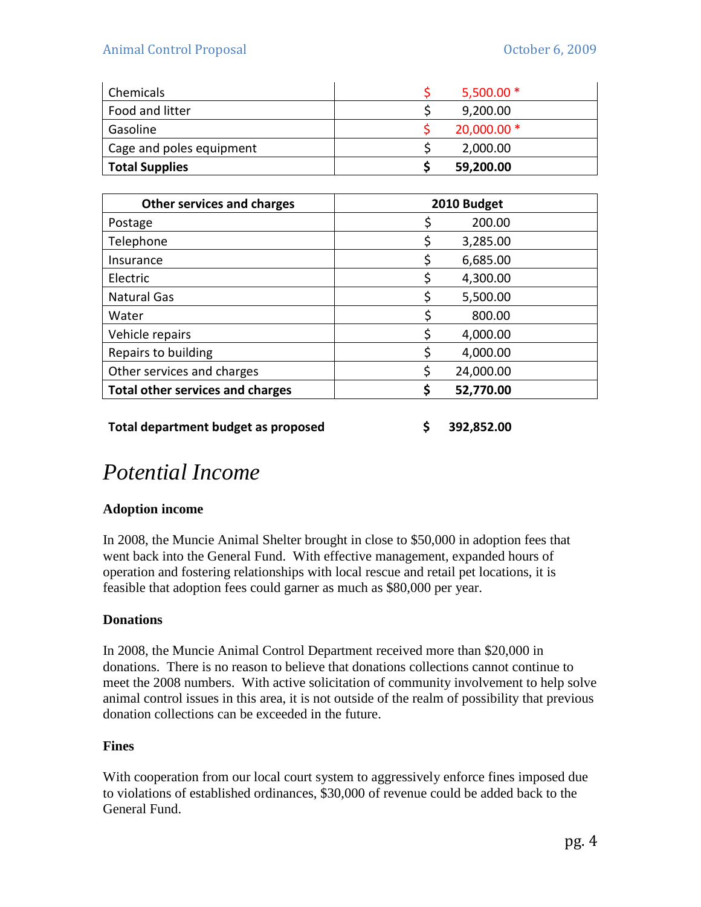| | |
|---|---|
| Chemicals | $ 5,500.00 * |
| Food and litter | $ 9,200.00 |
| Gasoline | $ 20,000.00 * |
| Cage and poles equipment | $ 2,000.00 |
| **Total Supplies** | **$ 59,200.00** |

| Other services and charges | 2010 Budget |
|---|---|
| Postage | $ 200.00 |
| Telephone | $ 3,285.00 |
| Insurance | $ 6,685.00 |
| Electric | $ 4,300.00 |
| Natural Gas | $ 5,500.00 |
| Water | $ 800.00 |
| Vehicle repairs | $ 4,000.00 |
| Repairs to building | $ 4,000.00 |
| Other services and charges | $ 24,000.00 |
| **Total other services and charges** | **$ 52,770.00** |

**Total department budget as proposed** **$ 392,852.00**

# *Potential Income*

**Adoption income**

In 2008, the Muncie Animal Shelter brought in close to $50,000 in adoption fees that went back into the General Fund. With effective management, expanded hours of operation and fostering relationships with local rescue and retail pet locations, it is feasible that adoption fees could garner as much as $80,000 per year.

**Donations**

In 2008, the Muncie Animal Control Department received more than $20,000 in donations. There is no reason to believe that donations collections cannot continue to meet the 2008 numbers. With active solicitation of community involvement to help solve animal control issues in this area, it is not outside of the realm of possibility that previous donation collections can be exceeded in the future.

**Fines**

With cooperation from our local court system to aggressively enforce fines imposed due to violations of established ordinances, $30,000 of revenue could be added back to the General Fund.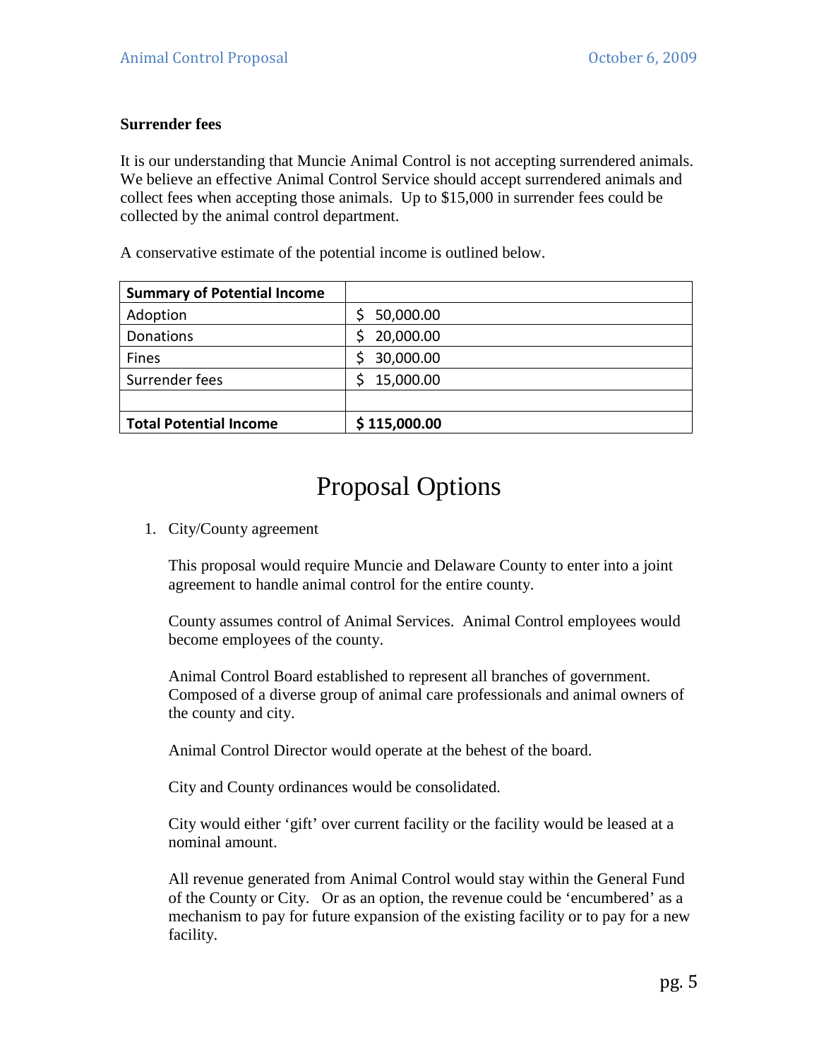**Surrender fees**

It is our understanding that Muncie Animal Control is not accepting surrendered animals. We believe an effective Animal Control Service should accept surrendered animals and collect fees when accepting those animals. Up to $15,000 in surrender fees could be collected by the animal control department.

A conservative estimate of the potential income is outlined below.

| **Summary of Potential Income** | |
|---|---|
| Adoption | $ 50,000.00 |
| Donations | $ 20,000.00 |
| Fines | $ 30,000.00 |
| Surrender fees | $ 15,000.00 |
| | |
| **Total Potential Income** | **$ 115,000.00** |

# Proposal Options

1. City/County agreement

   This proposal would require Muncie and Delaware County to enter into a joint agreement to handle animal control for the entire county.

   County assumes control of Animal Services. Animal Control employees would become employees of the county.

   Animal Control Board established to represent all branches of government. Composed of a diverse group of animal care professionals and animal owners of the county and city.

   Animal Control Director would operate at the behest of the board.

   City and County ordinances would be consolidated.

   City would either 'gift' over current facility or the facility would be leased at a nominal amount.

   All revenue generated from Animal Control would stay within the General Fund of the County or City. Or as an option, the revenue could be 'encumbered' as a mechanism to pay for future expansion of the existing facility or to pay for a new facility.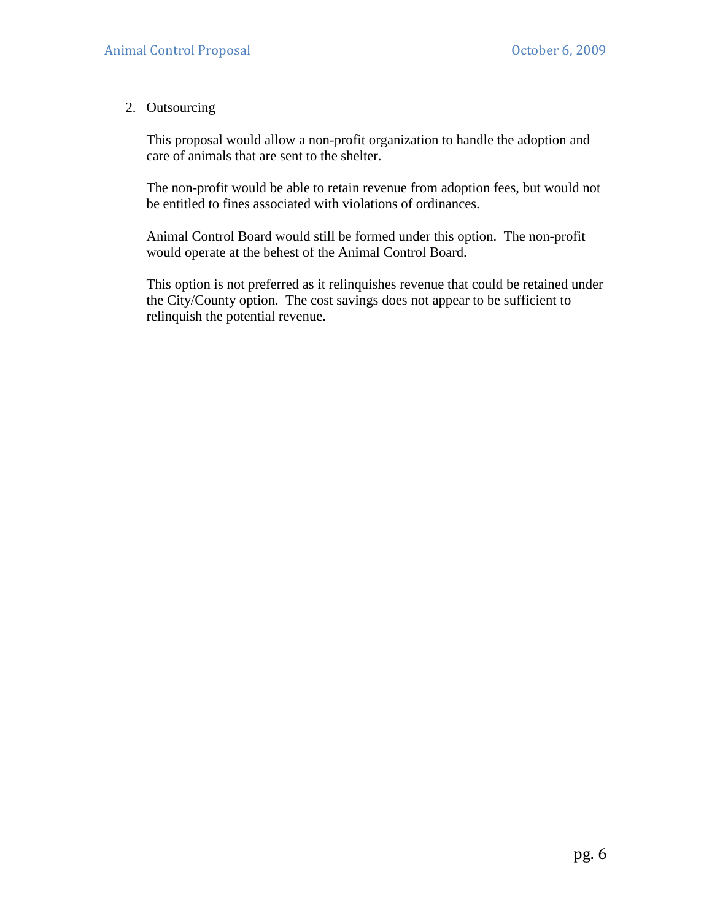2. Outsourcing

   This proposal would allow a non-profit organization to handle the adoption and care of animals that are sent to the shelter.

   The non-profit would be able to retain revenue from adoption fees, but would not be entitled to fines associated with violations of ordinances.

   Animal Control Board would still be formed under this option. The non-profit would operate at the behest of the Animal Control Board.

   This option is not preferred as it relinquishes revenue that could be retained under the City/County option. The cost savings does not appear to be sufficient to relinquish the potential revenue.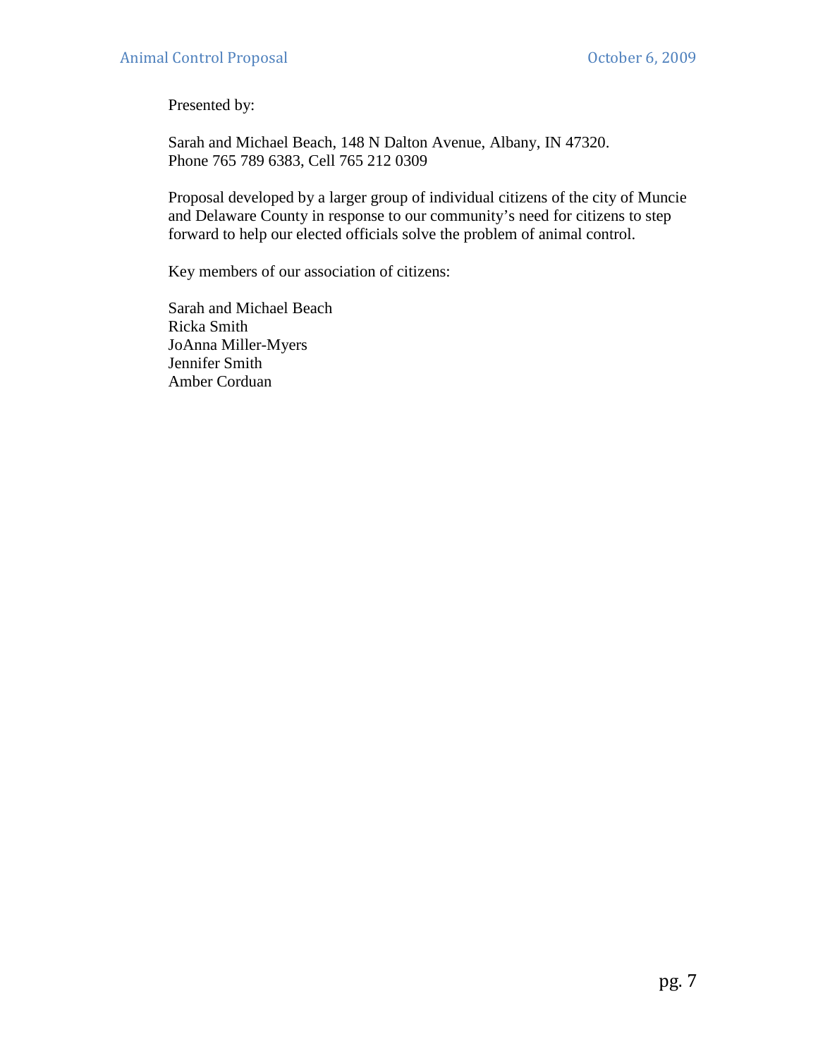Presented by:

Sarah and Michael Beach, 148 N Dalton Avenue, Albany, IN 47320.
Phone 765 789 6383, Cell 765 212 0309

Proposal developed by a larger group of individual citizens of the city of Muncie and Delaware County in response to our community's need for citizens to step forward to help our elected officials solve the problem of animal control.

Key members of our association of citizens:

Sarah and Michael Beach
Ricka Smith
JoAnna Miller-Myers
Jennifer Smith
Amber Corduan